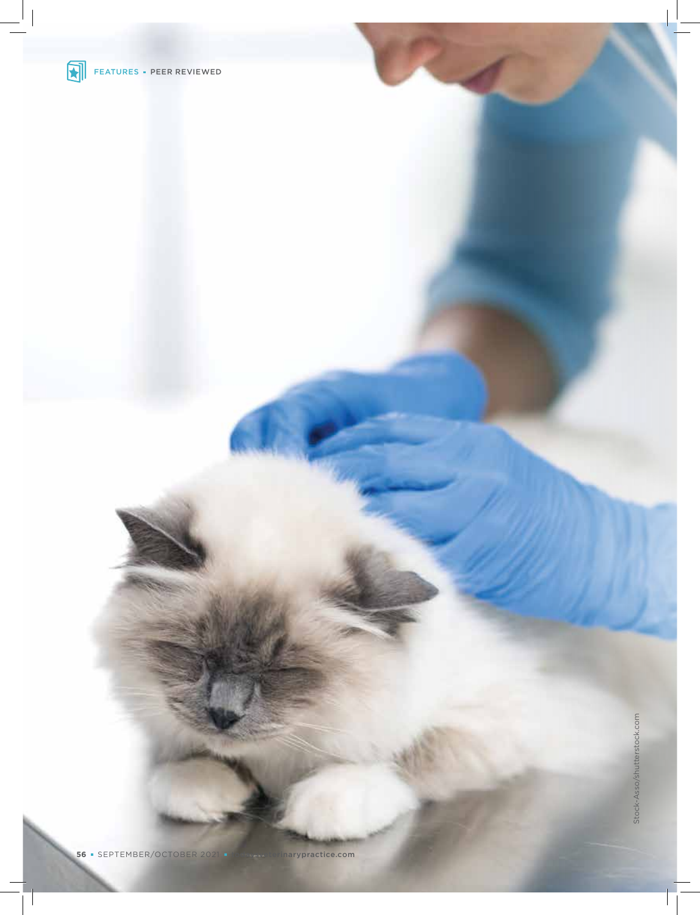Stock-Asso/shutterstock.com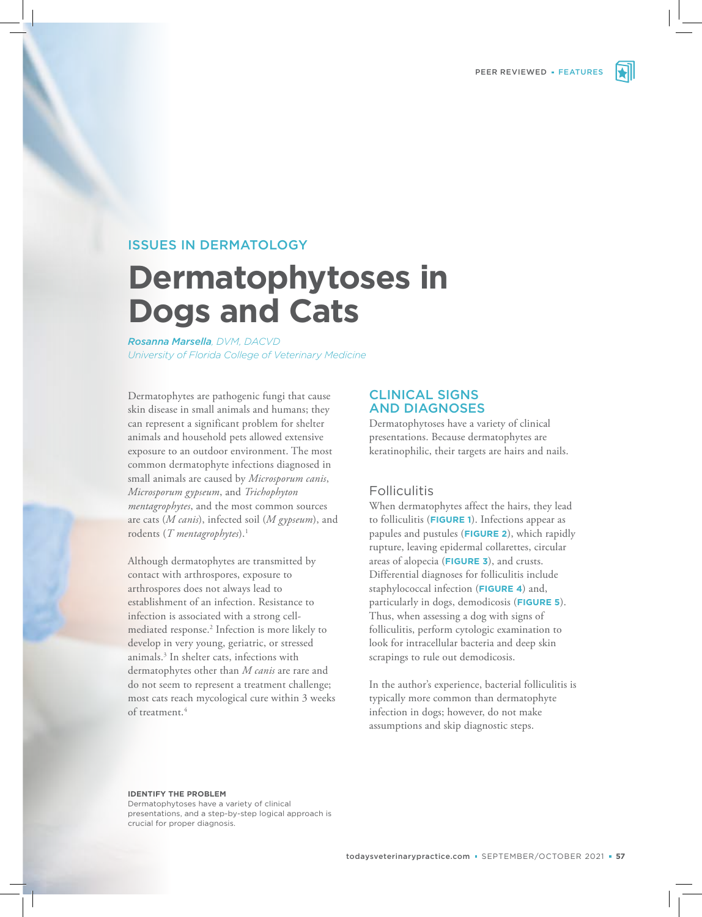ISSUES IN DERMATOLOGY

# Dermatophytoses in Dogs and Cats

*Rosanna Marsella, DVM, DACVD*
*University of Florida College of Veterinary Medicine*

Dermatophytes are pathogenic fungi that cause skin disease in small animals and humans; they can represent a significant problem for shelter animals and household pets allowed extensive exposure to an outdoor environment. The most common dermatophyte infections diagnosed in small animals are caused by *Microsporum canis*, *Microsporum gypseum*, and *Trichophyton mentagrophytes*, and the most common sources are cats (*M canis*), infected soil (*M gypseum*), and rodents (*T mentagrophytes*).[1]

Although dermatophytes are transmitted by contact with arthrospores, exposure to arthrospores does not always lead to establishment of an infection. Resistance to infection is associated with a strong cell-mediated response.[2] Infection is more likely to develop in very young, geriatric, or stressed animals.[3] In shelter cats, infections with dermatophytes other than *M canis* are rare and do not seem to represent a treatment challenge; most cats reach mycological cure within 3 weeks of treatment.[4]

**IDENTIFY THE PROBLEM**
Dermatophytoses have a variety of clinical presentations, and a step-by-step logical approach is crucial for proper diagnosis.

## CLINICAL SIGNS AND DIAGNOSES

Dermatophytoses have a variety of clinical presentations. Because dermatophytes are keratinophilic, their targets are hairs and nails.

### Folliculitis

When dermatophytes affect the hairs, they lead to folliculitis (**FIGURE 1**). Infections appear as papules and pustules (**FIGURE 2**), which rapidly rupture, leaving epidermal collarettes, circular areas of alopecia (**FIGURE 3**), and crusts. Differential diagnoses for folliculitis include staphylococcal infection (**FIGURE 4**) and, particularly in dogs, demodicosis (**FIGURE 5**). Thus, when assessing a dog with signs of folliculitis, perform cytologic examination to look for intracellular bacteria and deep skin scrapings to rule out demodicosis.

In the author's experience, bacterial folliculitis is typically more common than dermatophyte infection in dogs; however, do not make assumptions and skip diagnostic steps.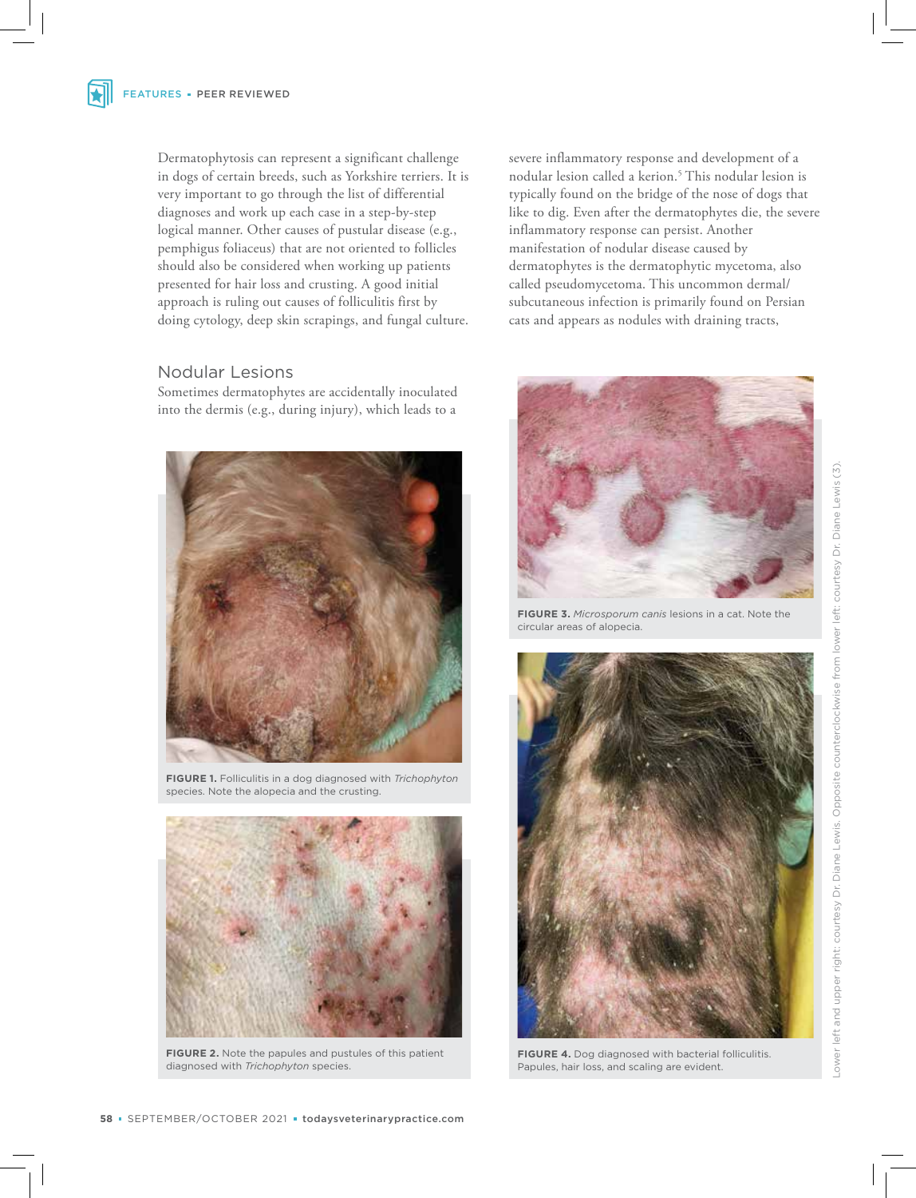Dermatophytosis can represent a significant challenge in dogs of certain breeds, such as Yorkshire terriers. It is very important to go through the list of differential diagnoses and work up each case in a step-by-step logical manner. Other causes of pustular disease (e.g., pemphigus foliaceus) that are not oriented to follicles should also be considered when working up patients presented for hair loss and crusting. A good initial approach is ruling out causes of folliculitis first by doing cytology, deep skin scrapings, and fungal culture.

## Nodular Lesions

Sometimes dermatophytes are accidentally inoculated into the dermis (e.g., during injury), which leads to a severe inflammatory response and development of a nodular lesion called a kerion.[5] This nodular lesion is typically found on the bridge of the nose of dogs that like to dig. Even after the dermatophytes die, the severe inflammatory response can persist. Another manifestation of nodular disease caused by dermatophytes is the dermatophytic mycetoma, also called pseudomycetoma. This uncommon dermal/subcutaneous infection is primarily found on Persian cats and appears as nodules with draining tracts,

**FIGURE 1.** Folliculitis in a dog diagnosed with *Trichophyton* species. Note the alopecia and the crusting.

**FIGURE 2.** Note the papules and pustules of this patient diagnosed with *Trichophyton* species.

**FIGURE 3.** *Microsporum canis* lesions in a cat. Note the circular areas of alopecia.

**FIGURE 4.** Dog diagnosed with bacterial folliculitis. Papules, hair loss, and scaling are evident.

Lower left and upper right: courtesy Dr. Diane Lewis. Opposite counterclockwise from lower left: courtesy Dr. Diane Lewis (3).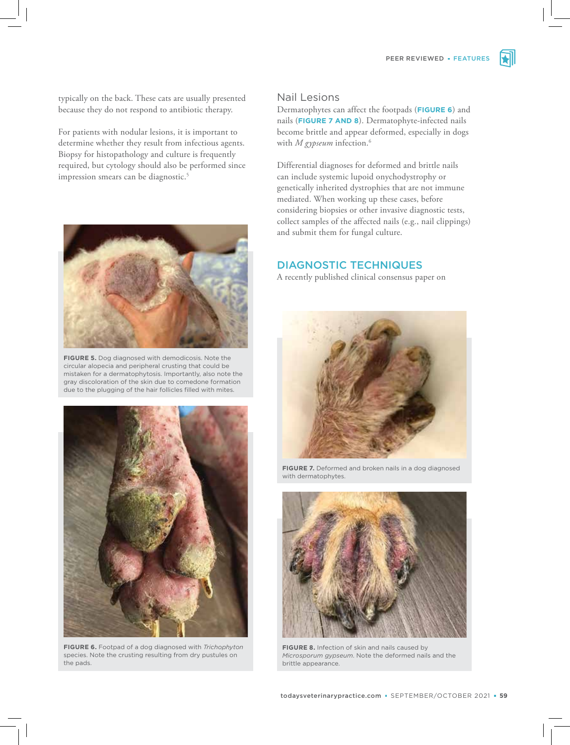typically on the back. These cats are usually presented because they do not respond to antibiotic therapy.

For patients with nodular lesions, it is important to determine whether they result from infectious agents. Biopsy for histopathology and culture is frequently required, but cytology should also be performed since impression smears can be diagnostic.[5]

**FIGURE 5.** Dog diagnosed with demodicosis. Note the circular alopecia and peripheral crusting that could be mistaken for a dermatophytosis. Importantly, also note the gray discoloration of the skin due to comedone formation due to the plugging of the hair follicles filled with mites.

**FIGURE 6.** Footpad of a dog diagnosed with *Trichophyton* species. Note the crusting resulting from dry pustules on the pads.

### Nail Lesions

Dermatophytes can affect the footpads (**FIGURE 6**) and nails (**FIGURE 7 AND 8**). Dermatophyte-infected nails become brittle and appear deformed, especially in dogs with *M gypseum* infection.[6]

Differential diagnoses for deformed and brittle nails can include systemic lupoid onychodystrophy or genetically inherited dystrophies that are not immune mediated. When working up these cases, before considering biopsies or other invasive diagnostic tests, collect samples of the affected nails (e.g., nail clippings) and submit them for fungal culture.

## DIAGNOSTIC TECHNIQUES

A recently published clinical consensus paper on

**FIGURE 7.** Deformed and broken nails in a dog diagnosed with dermatophytes.

**FIGURE 8.** Infection of skin and nails caused by *Microsporum gypseum*. Note the deformed nails and the brittle appearance.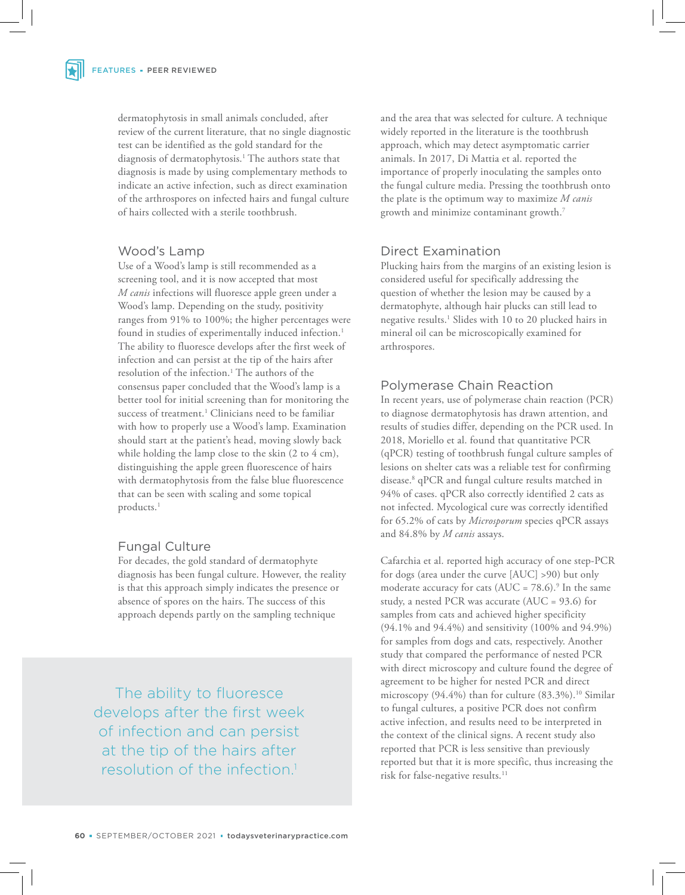dermatophytosis in small animals concluded, after review of the current literature, that no single diagnostic test can be identified as the gold standard for the diagnosis of dermatophytosis.[1] The authors state that diagnosis is made by using complementary methods to indicate an active infection, such as direct examination of the arthrospores on infected hairs and fungal culture of hairs collected with a sterile toothbrush.

## Wood's Lamp

Use of a Wood's lamp is still recommended as a screening tool, and it is now accepted that most *M canis* infections will fluoresce apple green under a Wood's lamp. Depending on the study, positivity ranges from 91% to 100%; the higher percentages were found in studies of experimentally induced infection.[1] The ability to fluoresce develops after the first week of infection and can persist at the tip of the hairs after resolution of the infection.[1] The authors of the consensus paper concluded that the Wood's lamp is a better tool for initial screening than for monitoring the success of treatment.[1] Clinicians need to be familiar with how to properly use a Wood's lamp. Examination should start at the patient's head, moving slowly back while holding the lamp close to the skin (2 to 4 cm), distinguishing the apple green fluorescence of hairs with dermatophytosis from the false blue fluorescence that can be seen with scaling and some topical products.[1]

## Fungal Culture

For decades, the gold standard of dermatophyte diagnosis has been fungal culture. However, the reality is that this approach simply indicates the presence or absence of spores on the hairs. The success of this approach depends partly on the sampling technique and the area that was selected for culture. A technique widely reported in the literature is the toothbrush approach, which may detect asymptomatic carrier animals. In 2017, Di Mattia et al. reported the importance of properly inoculating the samples onto the fungal culture media. Pressing the toothbrush onto the plate is the optimum way to maximize *M canis* growth and minimize contaminant growth.[7]

> The ability to fluoresce develops after the first week of infection and can persist at the tip of the hairs after resolution of the infection.[1]

## Direct Examination

Plucking hairs from the margins of an existing lesion is considered useful for specifically addressing the question of whether the lesion may be caused by a dermatophyte, although hair plucks can still lead to negative results.[1] Slides with 10 to 20 plucked hairs in mineral oil can be microscopically examined for arthrospores.

## Polymerase Chain Reaction

In recent years, use of polymerase chain reaction (PCR) to diagnose dermatophytosis has drawn attention, and results of studies differ, depending on the PCR used. In 2018, Moriello et al. found that quantitative PCR (qPCR) testing of toothbrush fungal culture samples of lesions on shelter cats was a reliable test for confirming disease.[8] qPCR and fungal culture results matched in 94% of cases. qPCR also correctly identified 2 cats as not infected. Mycological cure was correctly identified for 65.2% of cats by *Microsporum* species qPCR assays and 84.8% by *M canis* assays.

Cafarchia et al. reported high accuracy of one step-PCR for dogs (area under the curve [AUC] >90) but only moderate accuracy for cats (AUC = 78.6).[9] In the same study, a nested PCR was accurate (AUC = 93.6) for samples from cats and achieved higher specificity (94.1% and 94.4%) and sensitivity (100% and 94.9%) for samples from dogs and cats, respectively. Another study that compared the performance of nested PCR with direct microscopy and culture found the degree of agreement to be higher for nested PCR and direct microscopy (94.4%) than for culture (83.3%).[10] Similar to fungal cultures, a positive PCR does not confirm active infection, and results need to be interpreted in the context of the clinical signs. A recent study also reported that PCR is less sensitive than previously reported but that it is more specific, thus increasing the risk for false-negative results.[11]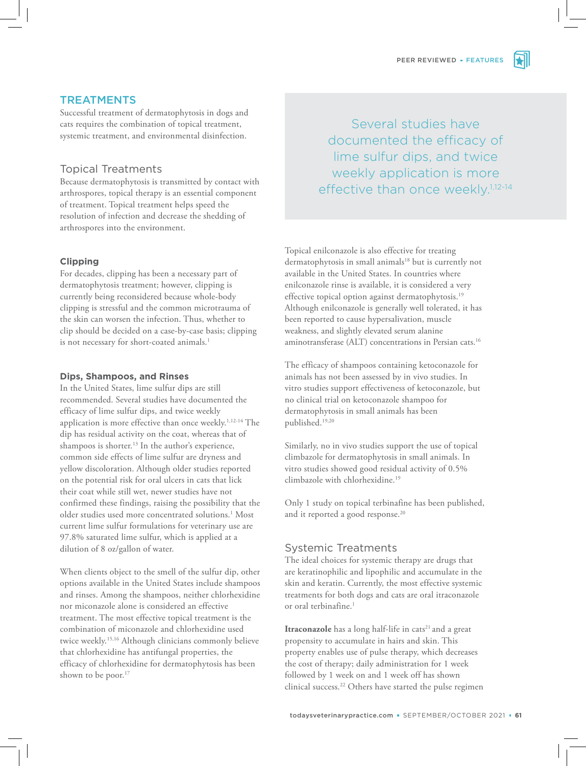## TREATMENTS

Successful treatment of dermatophytosis in dogs and cats requires the combination of topical treatment, systemic treatment, and environmental disinfection.

### Topical Treatments

Because dermatophytosis is transmitted by contact with arthrospores, topical therapy is an essential component of treatment. Topical treatment helps speed the resolution of infection and decrease the shedding of arthrospores into the environment.

#### Clipping

For decades, clipping has been a necessary part of dermatophytosis treatment; however, clipping is currently being reconsidered because whole-body clipping is stressful and the common microtrauma of the skin can worsen the infection. Thus, whether to clip should be decided on a case-by-case basis; clipping is not necessary for short-coated animals.[1]

#### Dips, Shampoos, and Rinses

In the United States, lime sulfur dips are still recommended. Several studies have documented the efficacy of lime sulfur dips, and twice weekly application is more effective than once weekly.[1,12-14] The dip has residual activity on the coat, whereas that of shampoos is shorter.[13] In the author's experience, common side effects of lime sulfur are dryness and yellow discoloration. Although older studies reported on the potential risk for oral ulcers in cats that lick their coat while still wet, newer studies have not confirmed these findings, raising the possibility that the older studies used more concentrated solutions.[1] Most current lime sulfur formulations for veterinary use are 97.8% saturated lime sulfur, which is applied at a dilution of 8 oz/gallon of water.

When clients object to the smell of the sulfur dip, other options available in the United States include shampoos and rinses. Among the shampoos, neither chlorhexidine nor miconazole alone is considered an effective treatment. The most effective topical treatment is the combination of miconazole and chlorhexidine used twice weekly.[15,16] Although clinicians commonly believe that chlorhexidine has antifungal properties, the efficacy of chlorhexidine for dermatophytosis has been shown to be poor.[17]

> Several studies have documented the efficacy of lime sulfur dips, and twice weekly application is more effective than once weekly.[1,12-14]

Topical enilconazole is also effective for treating dermatophytosis in small animals[18] but is currently not available in the United States. In countries where enilconazole rinse is available, it is considered a very effective topical option against dermatophytosis.[19] Although enilconazole is generally well tolerated, it has been reported to cause hypersalivation, muscle weakness, and slightly elevated serum alanine aminotransferase (ALT) concentrations in Persian cats.[16]

The efficacy of shampoos containing ketoconazole for animals has not been assessed by in vivo studies. In vitro studies support effectiveness of ketoconazole, but no clinical trial on ketoconazole shampoo for dermatophytosis in small animals has been published.[19,20]

Similarly, no in vivo studies support the use of topical climbazole for dermatophytosis in small animals. In vitro studies showed good residual activity of 0.5% climbazole with chlorhexidine.[19]

Only 1 study on topical terbinafine has been published, and it reported a good response.[20]

### Systemic Treatments

The ideal choices for systemic therapy are drugs that are keratinophilic and lipophilic and accumulate in the skin and keratin. Currently, the most effective systemic treatments for both dogs and cats are oral itraconazole or oral terbinafine.[1]

**Itraconazole** has a long half-life in cats[21] and a great propensity to accumulate in hairs and skin. This property enables use of pulse therapy, which decreases the cost of therapy; daily administration for 1 week followed by 1 week on and 1 week off has shown clinical success.[22] Others have started the pulse regimen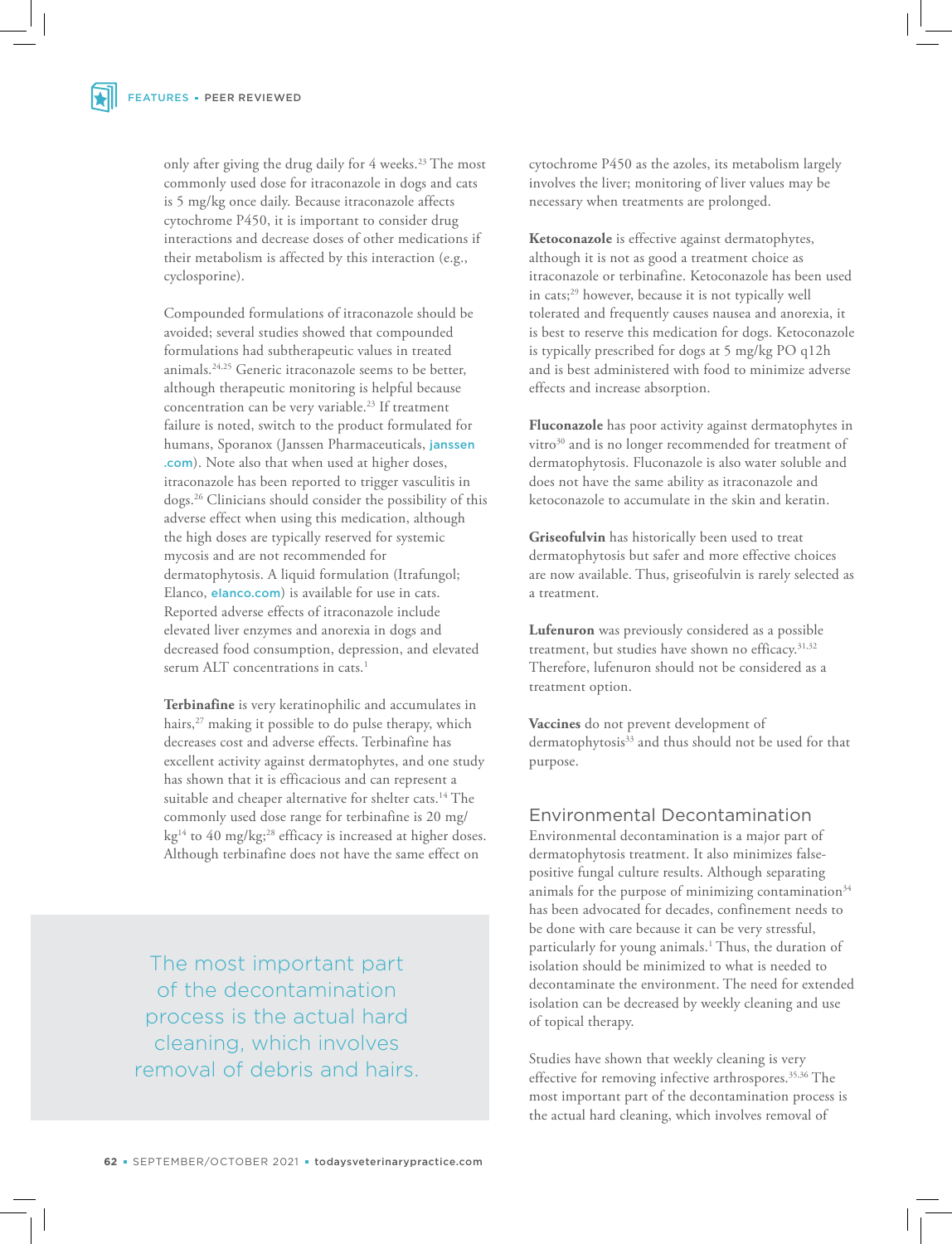only after giving the drug daily for 4 weeks.[23] The most commonly used dose for itraconazole in dogs and cats is 5 mg/kg once daily. Because itraconazole affects cytochrome P450, it is important to consider drug interactions and decrease doses of other medications if their metabolism is affected by this interaction (e.g., cyclosporine).

Compounded formulations of itraconazole should be avoided; several studies showed that compounded formulations had subtherapeutic values in treated animals.[24,25] Generic itraconazole seems to be better, although therapeutic monitoring is helpful because concentration can be very variable.[23] If treatment failure is noted, switch to the product formulated for humans, Sporanox (Janssen Pharmaceuticals, janssen.com). Note also that when used at higher doses, itraconazole has been reported to trigger vasculitis in dogs.[26] Clinicians should consider the possibility of this adverse effect when using this medication, although the high doses are typically reserved for systemic mycosis and are not recommended for dermatophytosis. A liquid formulation (Itrafungol; Elanco, elanco.com) is available for use in cats. Reported adverse effects of itraconazole include elevated liver enzymes and anorexia in dogs and decreased food consumption, depression, and elevated serum ALT concentrations in cats.[1]

**Terbinafine** is very keratinophilic and accumulates in hairs,[27] making it possible to do pulse therapy, which decreases cost and adverse effects. Terbinafine has excellent activity against dermatophytes, and one study has shown that it is efficacious and can represent a suitable and cheaper alternative for shelter cats.[14] The commonly used dose range for terbinafine is 20 mg/kg[14] to 40 mg/kg;[28] efficacy is increased at higher doses. Although terbinafine does not have the same effect on cytochrome P450 as the azoles, its metabolism largely involves the liver; monitoring of liver values may be necessary when treatments are prolonged.

**Ketoconazole** is effective against dermatophytes, although it is not as good a treatment choice as itraconazole or terbinafine. Ketoconazole has been used in cats;[29] however, because it is not typically well tolerated and frequently causes nausea and anorexia, it is best to reserve this medication for dogs. Ketoconazole is typically prescribed for dogs at 5 mg/kg PO q12h and is best administered with food to minimize adverse effects and increase absorption.

**Fluconazole** has poor activity against dermatophytes in vitro[30] and is no longer recommended for treatment of dermatophytosis. Fluconazole is also water soluble and does not have the same ability as itraconazole and ketoconazole to accumulate in the skin and keratin.

**Griseofulvin** has historically been used to treat dermatophytosis but safer and more effective choices are now available. Thus, griseofulvin is rarely selected as a treatment.

**Lufenuron** was previously considered as a possible treatment, but studies have shown no efficacy.[31,32] Therefore, lufenuron should not be considered as a treatment option.

**Vaccines** do not prevent development of dermatophytosis[33] and thus should not be used for that purpose.

## Environmental Decontamination

Environmental decontamination is a major part of dermatophytosis treatment. It also minimizes false-positive fungal culture results. Although separating animals for the purpose of minimizing contamination[34] has been advocated for decades, confinement needs to be done with care because it can be very stressful, particularly for young animals.[1] Thus, the duration of isolation should be minimized to what is needed to decontaminate the environment. The need for extended isolation can be decreased by weekly cleaning and use of topical therapy.

> The most important part of the decontamination process is the actual hard cleaning, which involves removal of debris and hairs.

Studies have shown that weekly cleaning is very effective for removing infective arthrospores.[35,36] The most important part of the decontamination process is the actual hard cleaning, which involves removal of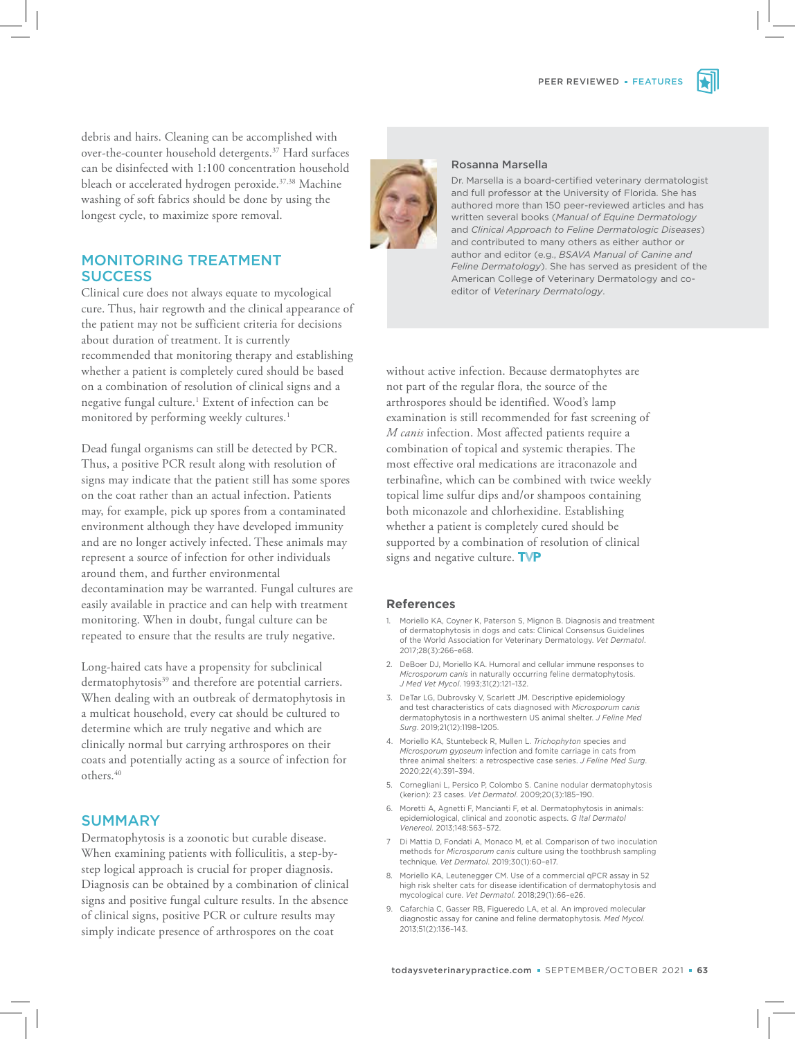debris and hairs. Cleaning can be accomplished with over-the-counter household detergents.[37] Hard surfaces can be disinfected with 1:100 concentration household bleach or accelerated hydrogen peroxide.[37,38] Machine washing of soft fabrics should be done by using the longest cycle, to maximize spore removal.

## MONITORING TREATMENT SUCCESS

Clinical cure does not always equate to mycological cure. Thus, hair regrowth and the clinical appearance of the patient may not be sufficient criteria for decisions about duration of treatment. It is currently recommended that monitoring therapy and establishing whether a patient is completely cured should be based on a combination of resolution of clinical signs and a negative fungal culture.[1] Extent of infection can be monitored by performing weekly cultures.[1]

Dead fungal organisms can still be detected by PCR. Thus, a positive PCR result along with resolution of signs may indicate that the patient still has some spores on the coat rather than an actual infection. Patients may, for example, pick up spores from a contaminated environment although they have developed immunity and are no longer actively infected. These animals may represent a source of infection for other individuals around them, and further environmental decontamination may be warranted. Fungal cultures are easily available in practice and can help with treatment monitoring. When in doubt, fungal culture can be repeated to ensure that the results are truly negative.

Long-haired cats have a propensity for subclinical dermatophytosis[39] and therefore are potential carriers. When dealing with an outbreak of dermatophytosis in a multicat household, every cat should be cultured to determine which are truly negative and which are clinically normal but carrying arthrospores on their coats and potentially acting as a source of infection for others.[40]

## SUMMARY

Dermatophytosis is a zoonotic but curable disease. When examining patients with folliculitis, a step-by-step logical approach is crucial for proper diagnosis. Diagnosis can be obtained by a combination of clinical signs and positive fungal culture results. In the absence of clinical signs, positive PCR or culture results may simply indicate presence of arthrospores on the coat without active infection. Because dermatophytes are not part of the regular flora, the source of the arthrospores should be identified. Wood's lamp examination is still recommended for fast screening of *M canis* infection. Most affected patients require a combination of topical and systemic therapies. The most effective oral medications are itraconazole and terbinafine, which can be combined with twice weekly topical lime sulfur dips and/or shampoos containing both miconazole and chlorhexidine. Establishing whether a patient is completely cured should be supported by a combination of resolution of clinical signs and negative culture. TVP

**Rosanna Marsella**

Dr. Marsella is a board-certified veterinary dermatologist and full professor at the University of Florida. She has authored more than 150 peer-reviewed articles and has written several books (*Manual of Equine Dermatology* and *Clinical Approach to Feline Dermatologic Diseases*) and contributed to many others as either author or author and editor (e.g., *BSAVA Manual of Canine and Feline Dermatology*). She has served as president of the American College of Veterinary Dermatology and co-editor of *Veterinary Dermatology*.

## References

1. Moriello KA, Coyner K, Paterson S, Mignon B. Diagnosis and treatment of dermatophytosis in dogs and cats: Clinical Consensus Guidelines of the World Association for Veterinary Dermatology. *Vet Dermatol*. 2017;28(3):266-e68.
2. DeBoer DJ, Moriello KA. Humoral and cellular immune responses to *Microsporum canis* in naturally occurring feline dermatophytosis. *J Med Vet Mycol*. 1993;31(2):121-132.
3. DeTar LG, Dubrovsky V, Scarlett JM. Descriptive epidemiology and test characteristics of cats diagnosed with *Microsporum canis* dermatophytosis in a northwestern US animal shelter. *J Feline Med Surg*. 2019;21(12):1198-1205.
4. Moriello KA, Stuntebeck R, Mullen L. *Trichophyton* species and *Microsporum gypseum* infection and fomite carriage in cats from three animal shelters: a retrospective case series. *J Feline Med Surg*. 2020;22(4):391-394.
5. Cornegliani L, Persico P, Colombo S. Canine nodular dermatophytosis (kerion): 23 cases. *Vet Dermatol*. 2009;20(3):185-190.
6. Moretti A, Agnetti F, Mancianti F, et al. Dermatophytosis in animals: epidemiological, clinical and zoonotic aspects. *G Ital Dermatol Venereol*. 2013;148:563-572.
7. Di Mattia D, Fondati A, Monaco M, et al. Comparison of two inoculation methods for *Microsporum canis* culture using the toothbrush sampling technique. *Vet Dermatol*. 2019;30(1):60-e17.
8. Moriello KA, Leutenegger CM. Use of a commercial qPCR assay in 52 high risk shelter cats for disease identification of dermatophytosis and mycological cure. *Vet Dermatol*. 2018;29(1):66-e26.
9. Cafarchia C, Gasser RB, Figueredo LA, et al. An improved molecular diagnostic assay for canine and feline dermatophytosis. *Med Mycol*. 2013;51(2):136-143.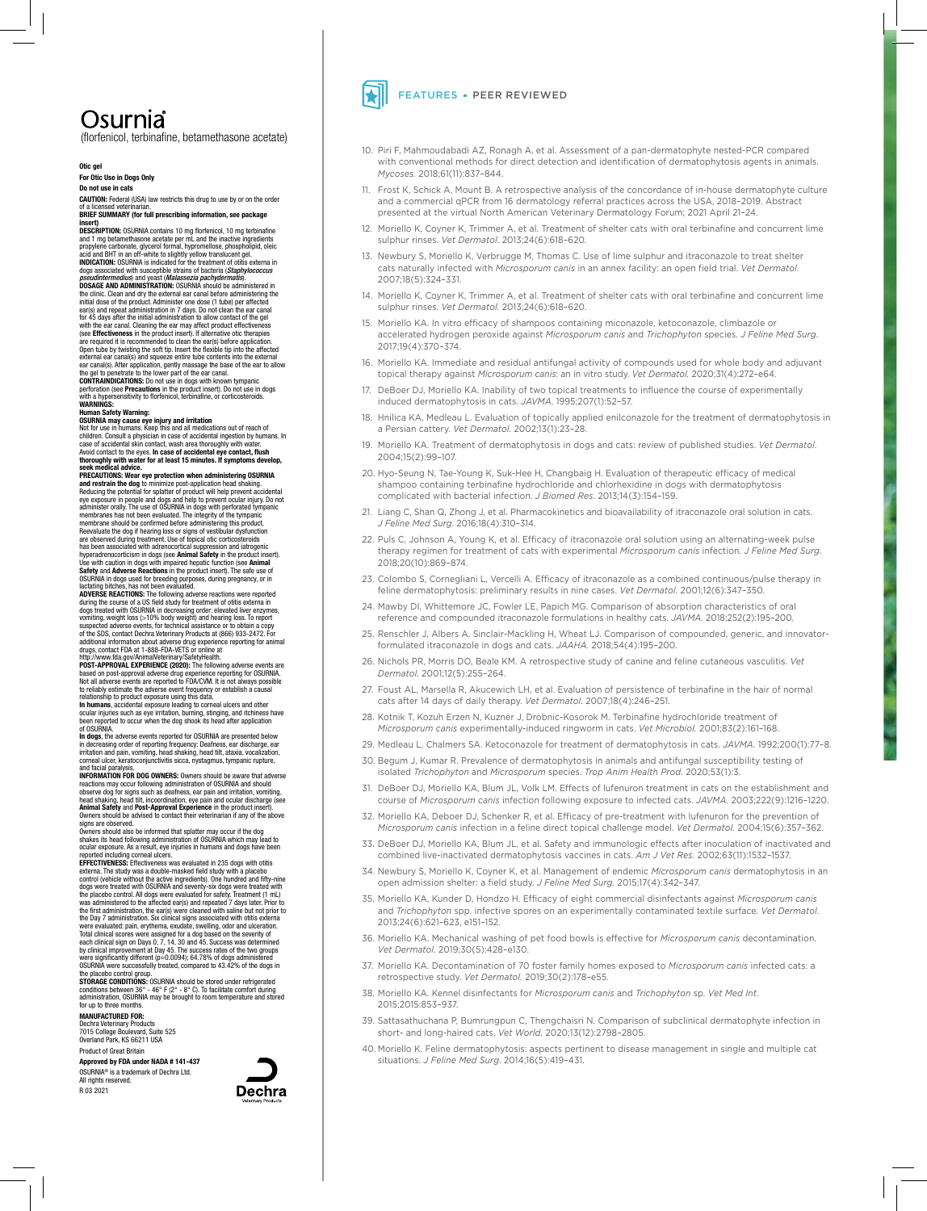# Osurnia®

(florfenicol, terbinafine, betamethasone acetate)

**Otic gel**

**For Otic Use in Dogs Only**

**Do not use in cats**

**CAUTION:** Federal (USA) law restricts this drug to use by or on the order of a licensed veterinarian.

**BRIEF SUMMARY (for full prescribing information, see package insert)**

**DESCRIPTION:** OSURNIA contains 10 mg florfenicol, 10 mg terbinafine and 1 mg betamethasone acetate per mL and the inactive ingredients propylene carbonate, glycerol formal, hypromellose, phospholipid, oleic acid and BHT in an off-white to slightly yellow translucent gel.

**INDICATION:** OSURNIA is indicated for the treatment of otitis externa in dogs associated with susceptible strains of bacteria (*Staphylococcus pseudintermedius*) and yeast (*Malassezia pachydermatis*).

**DOSAGE AND ADMINISTRATION:** OSURNIA should be administered in the clinic. Clean and dry the external ear canal before administering the initial dose of the product. Administer one dose (1 tube) per affected ear(s) and repeat administration in 7 days. Do not clean the ear canal for 45 days after the initial administration to allow contact of the gel with the ear canal. Cleaning the ear may affect product effectiveness (see **Effectiveness** in the product insert). If alternative otic therapies are required it is recommended to clean the ear(s) before application. Open tube by twisting the soft tip. Insert the flexible tip into the affected external ear canal(s) and squeeze entire tube contents into the external ear canal(s). After application, gently massage the base of the ear to allow the gel to penetrate to the lower part of the ear canal.

**CONTRAINDICATIONS:** Do not use in dogs with known tympanic perforation (see **Precautions** in the product insert). Do not use in dogs with a hypersensitivity to florfenicol, terbinafine, or corticosteroids.

**WARNINGS:**

**Human Safety Warning:**

**OSURNIA may cause eye injury and irritation**

Not for use in humans. Keep this and all medications out of reach of children. Consult a physician in case of accidental ingestion by humans. In case of accidental skin contact, wash area thoroughly with water. Avoid contact to the eyes. **In case of accidental eye contact, flush thoroughly with water for at least 15 minutes. If symptoms develop, seek medical advice.**

**PRECAUTIONS: Wear eye protection when administering OSURNIA and restrain the dog** to minimize post-application head shaking. Reducing the potential for splatter of product will help prevent accidental eye exposure in people and dogs and help to prevent ocular injury. Do not administer orally. The use of OSURNIA in dogs with perforated tympanic membranes has not been evaluated. The integrity of the tympanic membrane should be confirmed before administering this product. Reevaluate the dog if hearing loss or signs of vestibular dysfunction are observed during treatment. Use of topical otic corticosteroids has been associated with adrenocortical suppression and iatrogenic hyperadrenocorticism in dogs (see **Animal Safety** in the product insert). Use with caution in dogs with impaired hepatic function (see **Animal Safety** and **Adverse Reactions** in the product insert). The safe use of OSURNIA in dogs used for breeding purposes, during pregnancy, or in lactating bitches, has not been evaluated.

**ADVERSE REACTIONS:** The following adverse reactions were reported during the course of a US field study for treatment of otitis externa in dogs treated with OSURNIA in decreasing order: elevated liver enzymes, vomiting, weight loss (>10% body weight) and hearing loss. To report suspected adverse events, for technical assistance or to obtain a copy of the SDS, contact Dechra Veterinary Products at (866) 933-2472. For additional information about adverse drug experience reporting for animal drugs, contact FDA at 1-888-FDA-VETS or online at http://www.fda.gov/AnimalVeterinary/SafetyHealth.

**POST-APPROVAL EXPERIENCE (2020):** The following adverse events are based on post-approval adverse drug experience reporting for OSURNIA. Not all adverse events are reported to FDA/CVM. It is not always possible to reliably estimate the adverse event frequency or establish a causal relationship to product exposure using this data.

**In humans**, accidental exposure leading to corneal ulcers and other ocular injuries such as eye irritation, burning, stinging, and itchiness have been reported to occur when the dog shook its head after application of OSURNIA.

**In dogs**, the adverse events reported for OSURNIA are presented below in decreasing order of reporting frequency: Deafness, ear discharge, ear irritation and pain, vomiting, head shaking, head tilt, ataxia, vocalization, corneal ulcer, keratoconjunctivitis sicca, nystagmus, tympanic rupture, and facial paralysis.

**INFORMATION FOR DOG OWNERS:** Owners should be aware that adverse reactions may occur following administration of OSURNIA and should observe dog for signs such as deafness, ear pain and irritation, vomiting, head shaking, head tilt, incoordination, eye pain and ocular discharge (see **Animal Safety** and **Post-Approval Experience** in the product insert). Owners should be advised to contact their veterinarian if any of the above signs are observed.

Owners should also be informed that splatter may occur if the dog shakes its head following administration of OSURNIA which may lead to ocular exposure. As a result, eye injuries in humans and dogs have been reported including corneal ulcers.

**EFFECTIVENESS:** Effectiveness was evaluated in 235 dogs with otitis externa. The study was a double-masked field study with a placebo control (vehicle without the active ingredients). One hundred and fifty-nine dogs were treated with OSURNIA and seventy-six dogs were treated with the placebo control. All dogs were evaluated for safety. Treatment (1 mL) was administered to the affected ear(s) and repeated 7 days later. Prior to the first administration, the ear(s) were cleaned with saline but not prior to the Day 7 administration. Six clinical signs associated with otitis externa were evaluated: pain, erythema, exudate, swelling, odor and ulceration. Total clinical scores were assigned for a dog based on the severity of each clinical sign on Days 0, 7, 14, 30 and 45. Success was determined by clinical improvement at Day 45. The success rates of the two groups were significantly different (p=0.0094); 64.78% of dogs administered OSURNIA were successfully treated, compared to 43.42% of the dogs in the placebo control group.

**STORAGE CONDITIONS:** OSURNIA should be stored under refrigerated conditions between 36° - 46° F (2° - 8° C). To facilitate comfort during administration, OSURNIA may be brought to room temperature and stored for up to three months.

**MANUFACTURED FOR:**
Dechra Veterinary Products
7015 College Boulevard, Suite 525
Overland Park, KS 66211 USA

Product of Great Britain

**Approved by FDA under NADA # 141-437**

OSURNIA® is a trademark of Dechra Ltd.
All rights reserved.
R 03 2021

Dechra Veterinary Products

FEATURES ▪ PEER REVIEWED

10. Piri F, Mahmoudabadi AZ, Ronagh A, et al. Assessment of a pan-dermatophyte nested-PCR compared with conventional methods for direct detection and identification of dermatophytosis agents in animals. *Mycoses.* 2018;61(11):837–844.
11. Frost K, Schick A, Mount B. A retrospective analysis of the concordance of in-house dermatophyte culture and a commercial qPCR from 16 dermatology referral practices across the USA, 2018–2019. Abstract presented at the virtual North American Veterinary Dermatology Forum; 2021 April 21–24.
12. Moriello K, Coyner K, Trimmer A, et al. Treatment of shelter cats with oral terbinafine and concurrent lime sulphur rinses. *Vet Dermatol.* 2013;24(6):618–620.
13. Newbury S, Moriello K, Verbrugge M, Thomas C. Use of lime sulphur and itraconazole to treat shelter cats naturally infected with *Microsporum canis* in an annex facility: an open field trial. *Vet Dermatol.* 2007;18(5):324–331.
14. Moriello K, Coyner K, Trimmer A, et al. Treatment of shelter cats with oral terbinafine and concurrent lime sulphur rinses. *Vet Dermatol.* 2013;24(6):618–620.
15. Moriello KA. In vitro efficacy of shampoos containing miconazole, ketoconazole, climbazole or accelerated hydrogen peroxide against *Microsporum canis* and *Trichophyton* species. *J Feline Med Surg.* 2017;19(4):370–374.
16. Moriello KA. Immediate and residual antifungal activity of compounds used for whole body and adjuvant topical therapy against *Microsporum canis*: an in vitro study. *Vet Dermatol.* 2020;31(4):272–e64.
17. DeBoer DJ, Moriello KA. Inability of two topical treatments to influence the course of experimentally induced dermatophytosis in cats. *JAVMA.* 1995;207(1):52–57.
18. Hnilica KA, Medleau L. Evaluation of topically applied enilconazole for the treatment of dermatophytosis in a Persian cattery. *Vet Dermatol.* 2002;13(1):23–28.
19. Moriello KA. Treatment of dermatophytosis in dogs and cats: review of published studies. *Vet Dermatol.* 2004;15(2):99–107.
20. Hyo-Seung N, Tae-Young K, Suk-Hee H, Changbaig H. Evaluation of therapeutic efficacy of medical shampoo containing terbinafine hydrochloride and chlorhexidine in dogs with dermatophytosis complicated with bacterial infection. *J Biomed Res.* 2013;14(3):154–159.
21. Liang C, Shan Q, Zhong J, et al. Pharmacokinetics and bioavailability of itraconazole oral solution in cats. *J Feline Med Surg.* 2016;18(4):310–314.
22. Puls C, Johnson A, Young K, et al. Efficacy of itraconazole oral solution using an alternating-week pulse therapy regimen for treatment of cats with experimental *Microsporum canis* infection. *J Feline Med Surg.* 2018;20(10):869–874.
23. Colombo S, Cornegliani L, Vercelli A. Efficacy of itraconazole as a combined continuous/pulse therapy in feline dermatophytosis: preliminary results in nine cases. *Vet Dermatol.* 2001;12(6):347–350.
24. Mawby DI, Whittemore JC, Fowler LE, Papich MG. Comparison of absorption characteristics of oral reference and compounded itraconazole formulations in healthy cats. *JAVMA.* 2018;252(2):195–200.
25. Renschler J, Albers A, Sinclair-Mackling H, Wheat LJ. Comparison of compounded, generic, and innovator-formulated itraconazole in dogs and cats. *JAAHA.* 2018;54(4):195–200.
26. Nichols PR, Morris DO, Beale KM. A retrospective study of canine and feline cutaneous vasculitis. *Vet Dermatol.* 2001;12(5):255–264.
27. Foust AL, Marsella R, Akucewich LH, et al. Evaluation of persistence of terbinafine in the hair of normal cats after 14 days of daily therapy. *Vet Dermatol.* 2007;18(4):246–251.
28. Kotnik T, Kozuh Erzen N, Kuzner J, Drobnic-Kosorok M. Terbinafine hydrochloride treatment of *Microsporum canis* experimentally-induced ringworm in cats. *Vet Microbiol.* 2001;83(2):161–168.
29. Medleau L, Chalmers SA. Ketoconazole for treatment of dermatophytosis in cats. *JAVMA.* 1992;200(1):77–8.
30. Begum J, Kumar R. Prevalence of dermatophytosis in animals and antifungal susceptibility testing of isolated *Trichophyton* and *Microsporum* species. *Trop Anim Health Prod.* 2020;53(1):3.
31. DeBoer DJ, Moriello KA, Blum JL, Volk LM. Effects of lufenuron treatment in cats on the establishment and course of *Microsporum canis* infection following exposure to infected cats. *JAVMA.* 2003;222(9):1216–1220.
32. Moriello KA, Deboer DJ, Schenker R, et al. Efficacy of pre-treatment with lufenuron for the prevention of *Microsporum canis* infection in a feline direct topical challenge model. *Vet Dermatol.* 2004;15(6):357–362.
33. DeBoer DJ, Moriello KA, Blum JL, et al. Safety and immunologic effects after inoculation of inactivated and combined live-inactivated dermatophytosis vaccines in cats. *Am J Vet Res.* 2002;63(11):1532–1537.
34. Newbury S, Moriello K, Coyner K, et al. Management of endemic *Microsporum canis* dermatophytosis in an open admission shelter: a field study. *J Feline Med Surg.* 2015;17(4):342–347.
35. Moriello KA, Kunder D, Hondzo H. Efficacy of eight commercial disinfectants against *Microsporum canis* and *Trichophyton* spp. infective spores on an experimentally contaminated textile surface. *Vet Dermatol.* 2013;24(6):621–623, e151–152.
36. Moriello KA. Mechanical washing of pet food bowls is effective for *Microsporum canis* decontamination. *Vet Dermatol.* 2019;30(5):428–e130.
37. Moriello KA. Decontamination of 70 foster family homes exposed to *Microsporum canis* infected cats: a retrospective study. *Vet Dermatol.* 2019;30(2):178–e55.
38. Moriello KA. Kennel disinfectants for *Microsporum canis* and *Trichophyton* sp. *Vet Med Int.* 2015;2015:853–937.
39. Sattasathuchana P, Bumrungpun C, Thengchaisri N. Comparison of subclinical dermatophyte infection in short- and long-haired cats. *Vet World.* 2020;13(12):2798–2805.
40. Moriello K. Feline dermatophytosis: aspects pertinent to disease management in single and multiple cat situations. *J Feline Med Surg.* 2014;16(5):419–431.